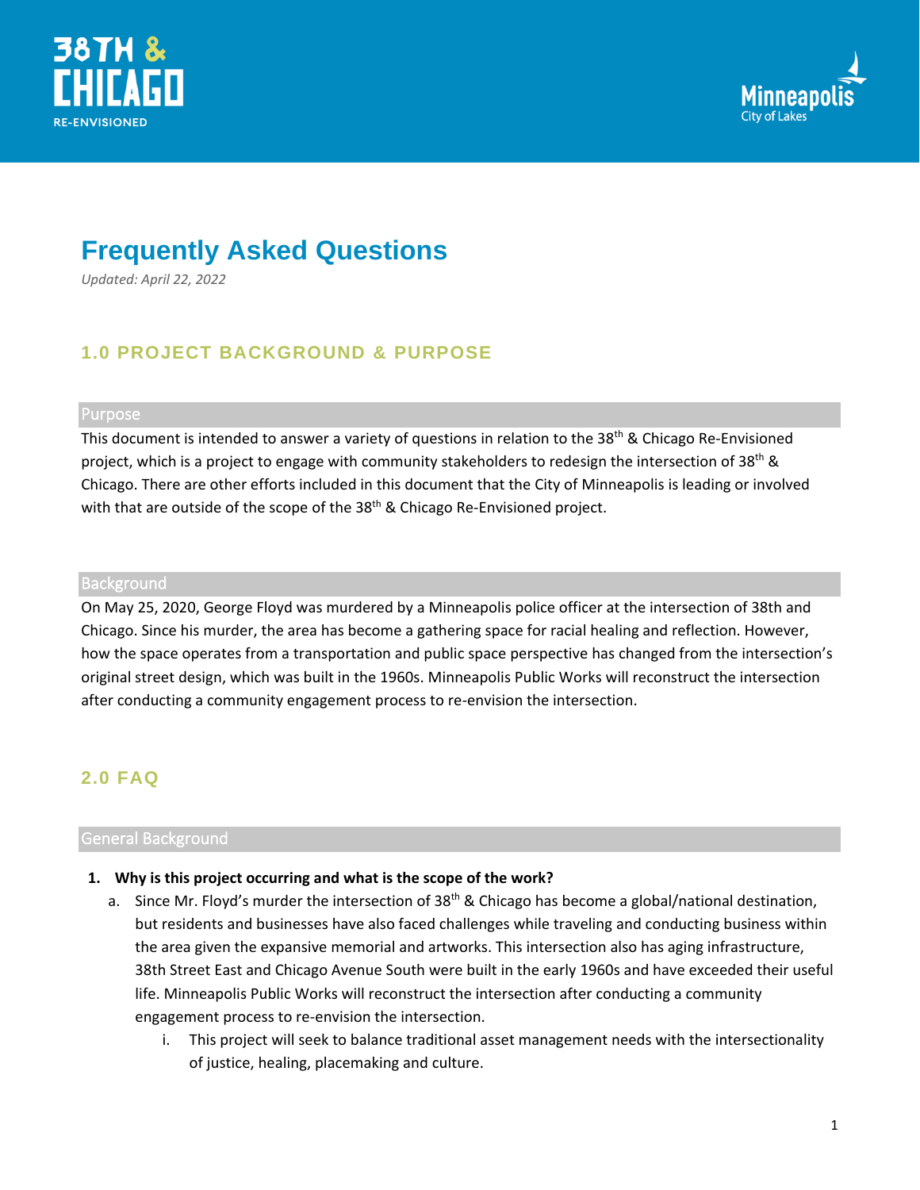38TH & CHICAGO RE-ENVISIONED

Minneapolis City of Lakes

# Frequently Asked Questions

*Updated: April 22, 2022*

## 1.0 PROJECT BACKGROUND & PURPOSE

### Purpose

This document is intended to answer a variety of questions in relation to the 38th & Chicago Re-Envisioned project, which is a project to engage with community stakeholders to redesign the intersection of 38th & Chicago. There are other efforts included in this document that the City of Minneapolis is leading or involved with that are outside of the scope of the 38th & Chicago Re-Envisioned project.

### Background

On May 25, 2020, George Floyd was murdered by a Minneapolis police officer at the intersection of 38th and Chicago. Since his murder, the area has become a gathering space for racial healing and reflection. However, how the space operates from a transportation and public space perspective has changed from the intersection's original street design, which was built in the 1960s. Minneapolis Public Works will reconstruct the intersection after conducting a community engagement process to re-envision the intersection.

## 2.0 FAQ

### General Background

1. **Why is this project occurring and what is the scope of the work?**
   a. Since Mr. Floyd's murder the intersection of 38th & Chicago has become a global/national destination, but residents and businesses have also faced challenges while traveling and conducting business within the area given the expansive memorial and artworks. This intersection also has aging infrastructure, 38th Street East and Chicago Avenue South were built in the early 1960s and have exceeded their useful life. Minneapolis Public Works will reconstruct the intersection after conducting a community engagement process to re-envision the intersection.
      i. This project will seek to balance traditional asset management needs with the intersectionality of justice, healing, placemaking and culture.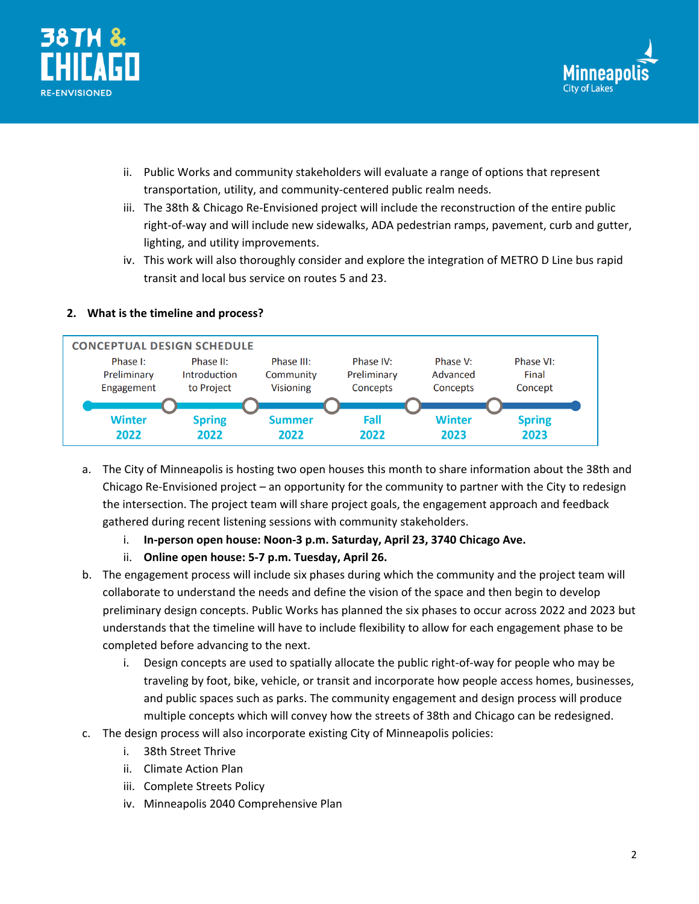ii. Public Works and community stakeholders will evaluate a range of options that represent transportation, utility, and community-centered public realm needs.

iii. The 38th & Chicago Re-Envisioned project will include the reconstruction of the entire public right-of-way and will include new sidewalks, ADA pedestrian ramps, pavement, curb and gutter, lighting, and utility improvements.

iv. This work will also thoroughly consider and explore the integration of METRO D Line bus rapid transit and local bus service on routes 5 and 23.

**2. What is the timeline and process?**

**CONCEPTUAL DESIGN SCHEDULE**

| Phase I: Preliminary Engagement | Phase II: Introduction to Project | Phase III: Community Visioning | Phase IV: Preliminary Concepts | Phase V: Advanced Concepts | Phase VI: Final Concept |
|---|---|---|---|---|---|
| Winter 2022 | Spring 2022 | Summer 2022 | Fall 2022 | Winter 2023 | Spring 2023 |

a. The City of Minneapolis is hosting two open houses this month to share information about the 38th and Chicago Re-Envisioned project – an opportunity for the community to partner with the City to redesign the intersection. The project team will share project goals, the engagement approach and feedback gathered during recent listening sessions with community stakeholders.

   i. **In-person open house: Noon-3 p.m. Saturday, April 23, 3740 Chicago Ave.**

   ii. **Online open house: 5-7 p.m. Tuesday, April 26.**

b. The engagement process will include six phases during which the community and the project team will collaborate to understand the needs and define the vision of the space and then begin to develop preliminary design concepts. Public Works has planned the six phases to occur across 2022 and 2023 but understands that the timeline will have to include flexibility to allow for each engagement phase to be completed before advancing to the next.

   i. Design concepts are used to spatially allocate the public right-of-way for people who may be traveling by foot, bike, vehicle, or transit and incorporate how people access homes, businesses, and public spaces such as parks. The community engagement and design process will produce multiple concepts which will convey how the streets of 38th and Chicago can be redesigned.

c. The design process will also incorporate existing City of Minneapolis policies:

   i. 38th Street Thrive

   ii. Climate Action Plan

   iii. Complete Streets Policy

   iv. Minneapolis 2040 Comprehensive Plan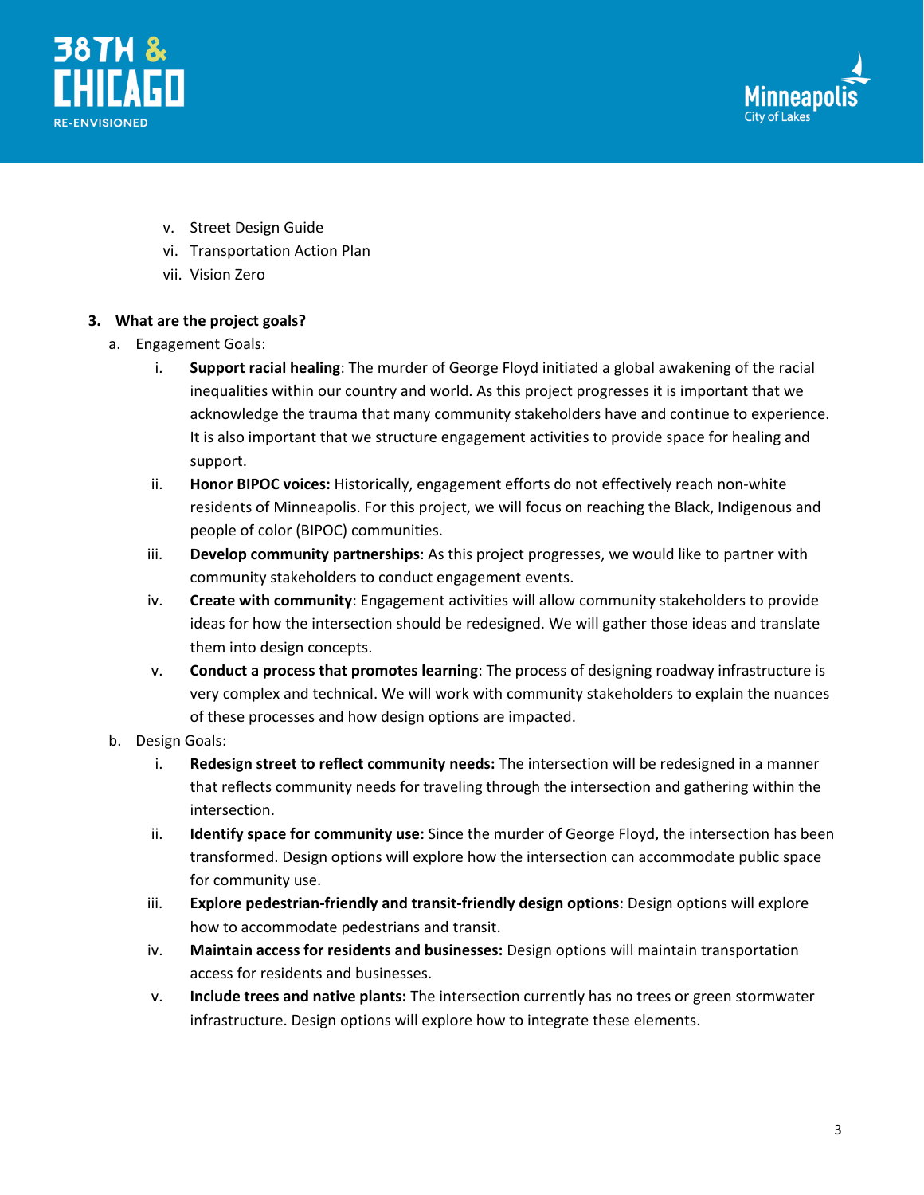v. Street Design Guide
vi. Transportation Action Plan
vii. Vision Zero

**3. What are the project goals?**

a. Engagement Goals:

i. **Support racial healing**: The murder of George Floyd initiated a global awakening of the racial inequalities within our country and world. As this project progresses it is important that we acknowledge the trauma that many community stakeholders have and continue to experience. It is also important that we structure engagement activities to provide space for healing and support.

ii. **Honor BIPOC voices:** Historically, engagement efforts do not effectively reach non-white residents of Minneapolis. For this project, we will focus on reaching the Black, Indigenous and people of color (BIPOC) communities.

iii. **Develop community partnerships**: As this project progresses, we would like to partner with community stakeholders to conduct engagement events.

iv. **Create with community**: Engagement activities will allow community stakeholders to provide ideas for how the intersection should be redesigned. We will gather those ideas and translate them into design concepts.

v. **Conduct a process that promotes learning**: The process of designing roadway infrastructure is very complex and technical. We will work with community stakeholders to explain the nuances of these processes and how design options are impacted.

b. Design Goals:

i. **Redesign street to reflect community needs:** The intersection will be redesigned in a manner that reflects community needs for traveling through the intersection and gathering within the intersection.

ii. **Identify space for community use:** Since the murder of George Floyd, the intersection has been transformed. Design options will explore how the intersection can accommodate public space for community use.

iii. **Explore pedestrian-friendly and transit-friendly design options**: Design options will explore how to accommodate pedestrians and transit.

iv. **Maintain access for residents and businesses:** Design options will maintain transportation access for residents and businesses.

v. **Include trees and native plants:** The intersection currently has no trees or green stormwater infrastructure. Design options will explore how to integrate these elements.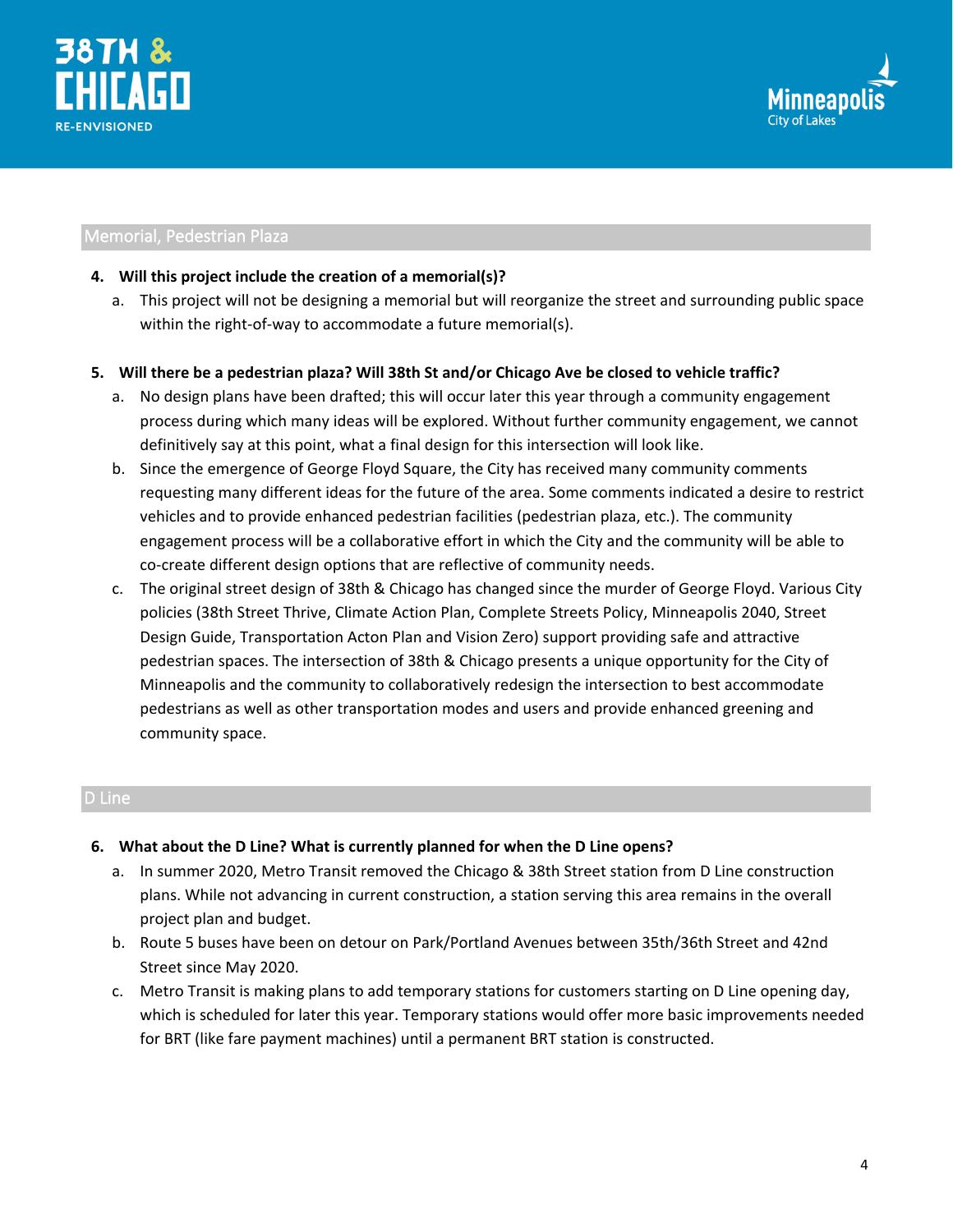## Memorial, Pedestrian Plaza

4. **Will this project include the creation of a memorial(s)?**
   a. This project will not be designing a memorial but will reorganize the street and surrounding public space within the right-of-way to accommodate a future memorial(s).

5. **Will there be a pedestrian plaza? Will 38th St and/or Chicago Ave be closed to vehicle traffic?**
   a. No design plans have been drafted; this will occur later this year through a community engagement process during which many ideas will be explored. Without further community engagement, we cannot definitively say at this point, what a final design for this intersection will look like.
   b. Since the emergence of George Floyd Square, the City has received many community comments requesting many different ideas for the future of the area. Some comments indicated a desire to restrict vehicles and to provide enhanced pedestrian facilities (pedestrian plaza, etc.). The community engagement process will be a collaborative effort in which the City and the community will be able to co-create different design options that are reflective of community needs.
   c. The original street design of 38th & Chicago has changed since the murder of George Floyd. Various City policies (38th Street Thrive, Climate Action Plan, Complete Streets Policy, Minneapolis 2040, Street Design Guide, Transportation Acton Plan and Vision Zero) support providing safe and attractive pedestrian spaces. The intersection of 38th & Chicago presents a unique opportunity for the City of Minneapolis and the community to collaboratively redesign the intersection to best accommodate pedestrians as well as other transportation modes and users and provide enhanced greening and community space.

## D Line

6. **What about the D Line? What is currently planned for when the D Line opens?**
   a. In summer 2020, Metro Transit removed the Chicago & 38th Street station from D Line construction plans. While not advancing in current construction, a station serving this area remains in the overall project plan and budget.
   b. Route 5 buses have been on detour on Park/Portland Avenues between 35th/36th Street and 42nd Street since May 2020.
   c. Metro Transit is making plans to add temporary stations for customers starting on D Line opening day, which is scheduled for later this year. Temporary stations would offer more basic improvements needed for BRT (like fare payment machines) until a permanent BRT station is constructed.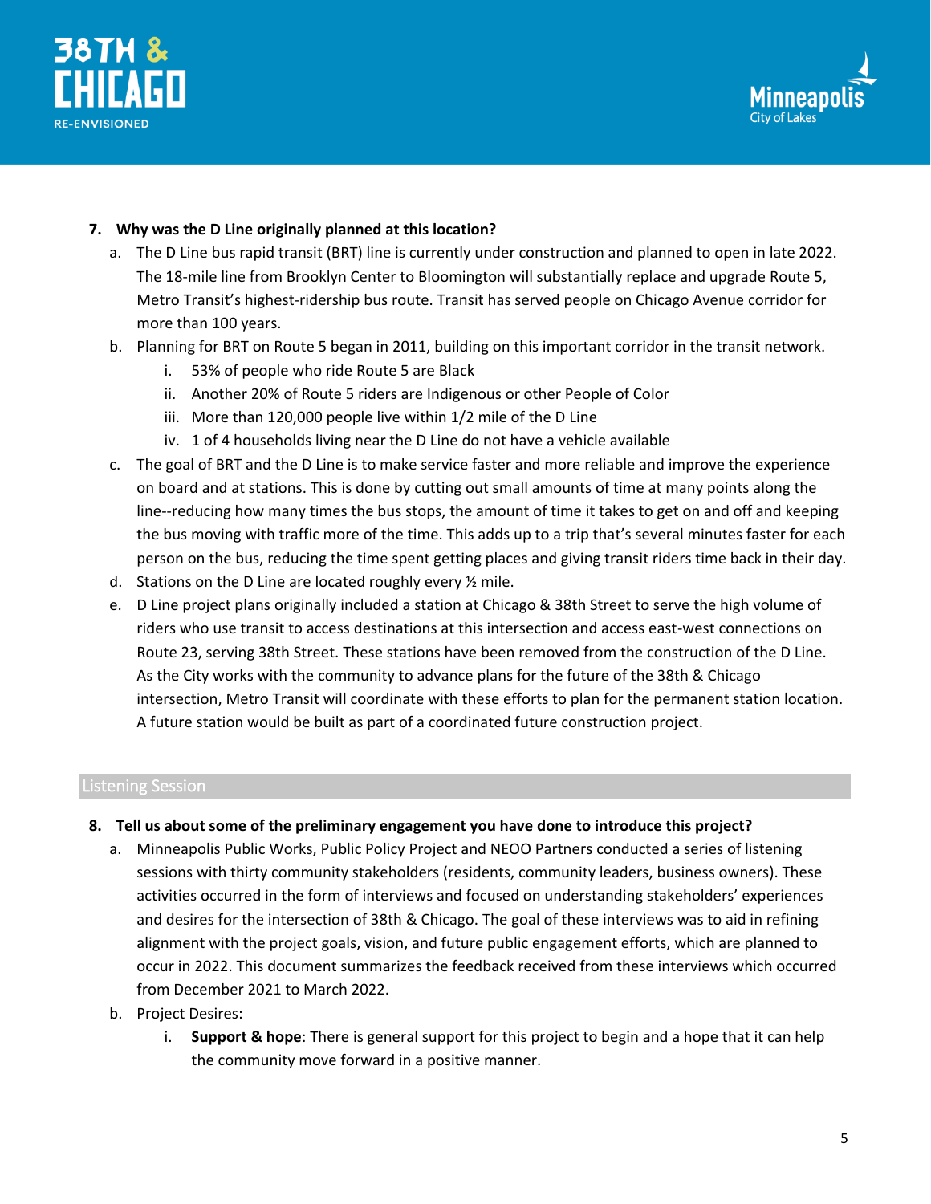7. **Why was the D Line originally planned at this location?**
   a. The D Line bus rapid transit (BRT) line is currently under construction and planned to open in late 2022. The 18-mile line from Brooklyn Center to Bloomington will substantially replace and upgrade Route 5, Metro Transit's highest-ridership bus route. Transit has served people on Chicago Avenue corridor for more than 100 years.
   b. Planning for BRT on Route 5 began in 2011, building on this important corridor in the transit network.
      i. 53% of people who ride Route 5 are Black
      ii. Another 20% of Route 5 riders are Indigenous or other People of Color
      iii. More than 120,000 people live within 1/2 mile of the D Line
      iv. 1 of 4 households living near the D Line do not have a vehicle available
   c. The goal of BRT and the D Line is to make service faster and more reliable and improve the experience on board and at stations. This is done by cutting out small amounts of time at many points along the line--reducing how many times the bus stops, the amount of time it takes to get on and off and keeping the bus moving with traffic more of the time. This adds up to a trip that's several minutes faster for each person on the bus, reducing the time spent getting places and giving transit riders time back in their day.
   d. Stations on the D Line are located roughly every ½ mile.
   e. D Line project plans originally included a station at Chicago & 38th Street to serve the high volume of riders who use transit to access destinations at this intersection and access east-west connections on Route 23, serving 38th Street. These stations have been removed from the construction of the D Line. As the City works with the community to advance plans for the future of the 38th & Chicago intersection, Metro Transit will coordinate with these efforts to plan for the permanent station location. A future station would be built as part of a coordinated future construction project.

## Listening Session

8. **Tell us about some of the preliminary engagement you have done to introduce this project?**
   a. Minneapolis Public Works, Public Policy Project and NEOO Partners conducted a series of listening sessions with thirty community stakeholders (residents, community leaders, business owners). These activities occurred in the form of interviews and focused on understanding stakeholders' experiences and desires for the intersection of 38th & Chicago. The goal of these interviews was to aid in refining alignment with the project goals, vision, and future public engagement efforts, which are planned to occur in 2022. This document summarizes the feedback received from these interviews which occurred from December 2021 to March 2022.
   b. Project Desires:
      i. **Support & hope**: There is general support for this project to begin and a hope that it can help the community move forward in a positive manner.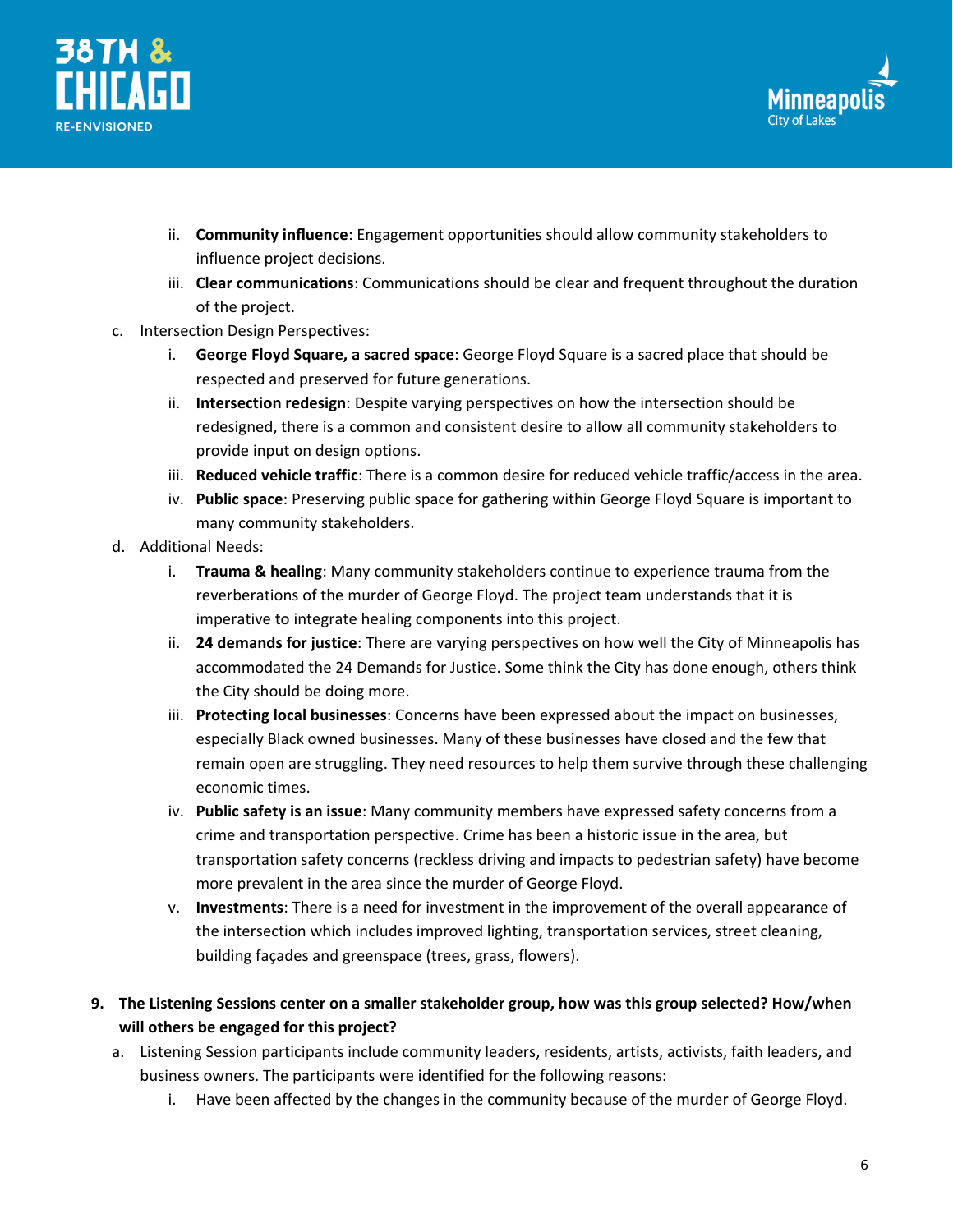ii. **Community influence**: Engagement opportunities should allow community stakeholders to influence project decisions.
   iii. **Clear communications**: Communications should be clear and frequent throughout the duration of the project.

c. Intersection Design Perspectives:
   i. **George Floyd Square, a sacred space**: George Floyd Square is a sacred place that should be respected and preserved for future generations.
   ii. **Intersection redesign**: Despite varying perspectives on how the intersection should be redesigned, there is a common and consistent desire to allow all community stakeholders to provide input on design options.
   iii. **Reduced vehicle traffic**: There is a common desire for reduced vehicle traffic/access in the area.
   iv. **Public space**: Preserving public space for gathering within George Floyd Square is important to many community stakeholders.

d. Additional Needs:
   i. **Trauma & healing**: Many community stakeholders continue to experience trauma from the reverberations of the murder of George Floyd. The project team understands that it is imperative to integrate healing components into this project.
   ii. **24 demands for justice**: There are varying perspectives on how well the City of Minneapolis has accommodated the 24 Demands for Justice. Some think the City has done enough, others think the City should be doing more.
   iii. **Protecting local businesses**: Concerns have been expressed about the impact on businesses, especially Black owned businesses. Many of these businesses have closed and the few that remain open are struggling. They need resources to help them survive through these challenging economic times.
   iv. **Public safety is an issue**: Many community members have expressed safety concerns from a crime and transportation perspective. Crime has been a historic issue in the area, but transportation safety concerns (reckless driving and impacts to pedestrian safety) have become more prevalent in the area since the murder of George Floyd.
   v. **Investments**: There is a need for investment in the improvement of the overall appearance of the intersection which includes improved lighting, transportation services, street cleaning, building façades and greenspace (trees, grass, flowers).

**9. The Listening Sessions center on a smaller stakeholder group, how was this group selected? How/when will others be engaged for this project?**

a. Listening Session participants include community leaders, residents, artists, activists, faith leaders, and business owners. The participants were identified for the following reasons:
   i. Have been affected by the changes in the community because of the murder of George Floyd.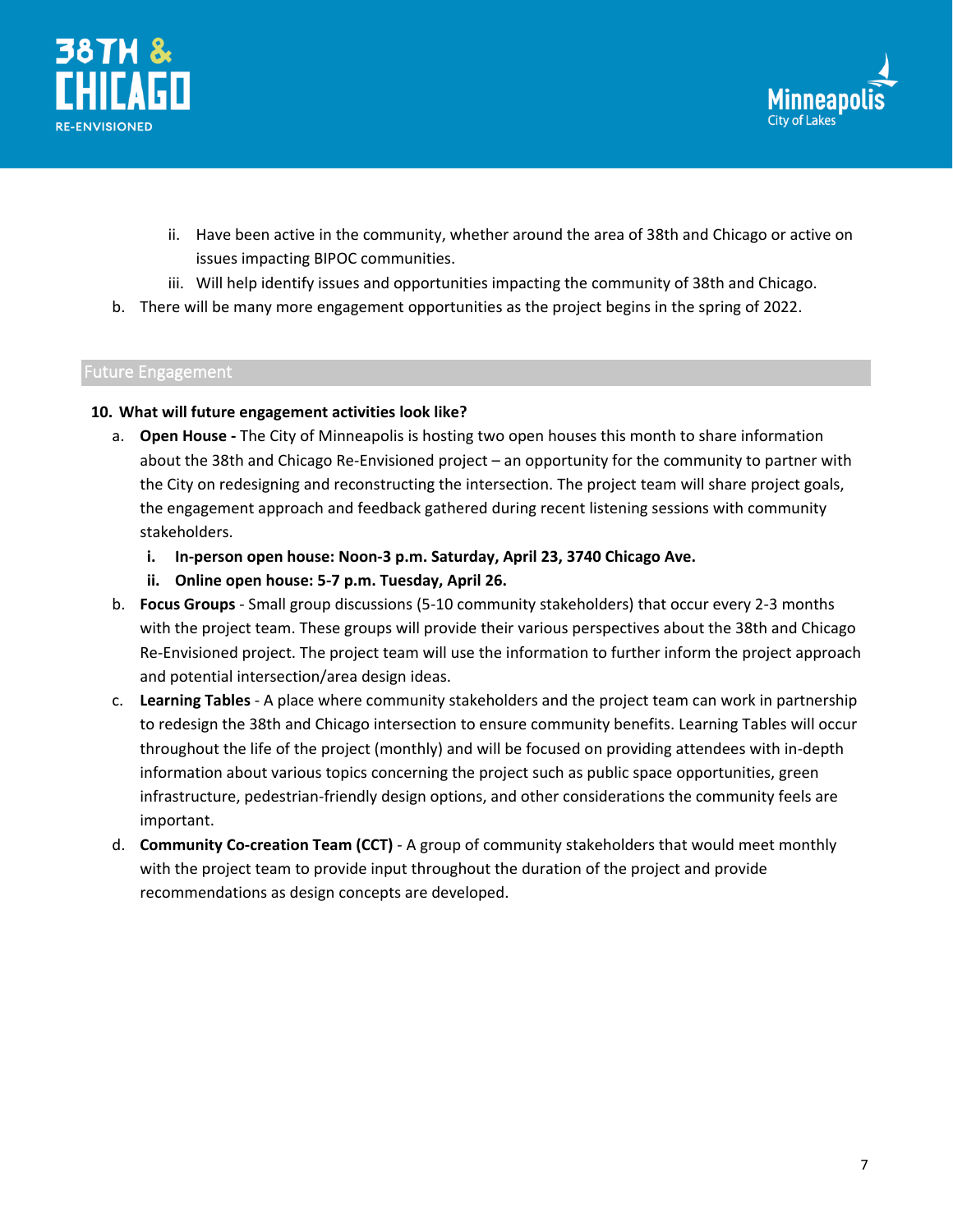ii. Have been active in the community, whether around the area of 38th and Chicago or active on issues impacting BIPOC communities.
    iii. Will help identify issues and opportunities impacting the community of 38th and Chicago.

b. There will be many more engagement opportunities as the project begins in the spring of 2022.

## Future Engagement

**10. What will future engagement activities look like?**

a. **Open House -** The City of Minneapolis is hosting two open houses this month to share information about the 38th and Chicago Re-Envisioned project – an opportunity for the community to partner with the City on redesigning and reconstructing the intersection. The project team will share project goals, the engagement approach and feedback gathered during recent listening sessions with community stakeholders.
    **i. In-person open house: Noon-3 p.m. Saturday, April 23, 3740 Chicago Ave.**
    **ii. Online open house: 5-7 p.m. Tuesday, April 26.**

b. **Focus Groups** - Small group discussions (5-10 community stakeholders) that occur every 2-3 months with the project team. These groups will provide their various perspectives about the 38th and Chicago Re-Envisioned project. The project team will use the information to further inform the project approach and potential intersection/area design ideas.

c. **Learning Tables** - A place where community stakeholders and the project team can work in partnership to redesign the 38th and Chicago intersection to ensure community benefits. Learning Tables will occur throughout the life of the project (monthly) and will be focused on providing attendees with in-depth information about various topics concerning the project such as public space opportunities, green infrastructure, pedestrian-friendly design options, and other considerations the community feels are important.

d. **Community Co-creation Team (CCT)** - A group of community stakeholders that would meet monthly with the project team to provide input throughout the duration of the project and provide recommendations as design concepts are developed.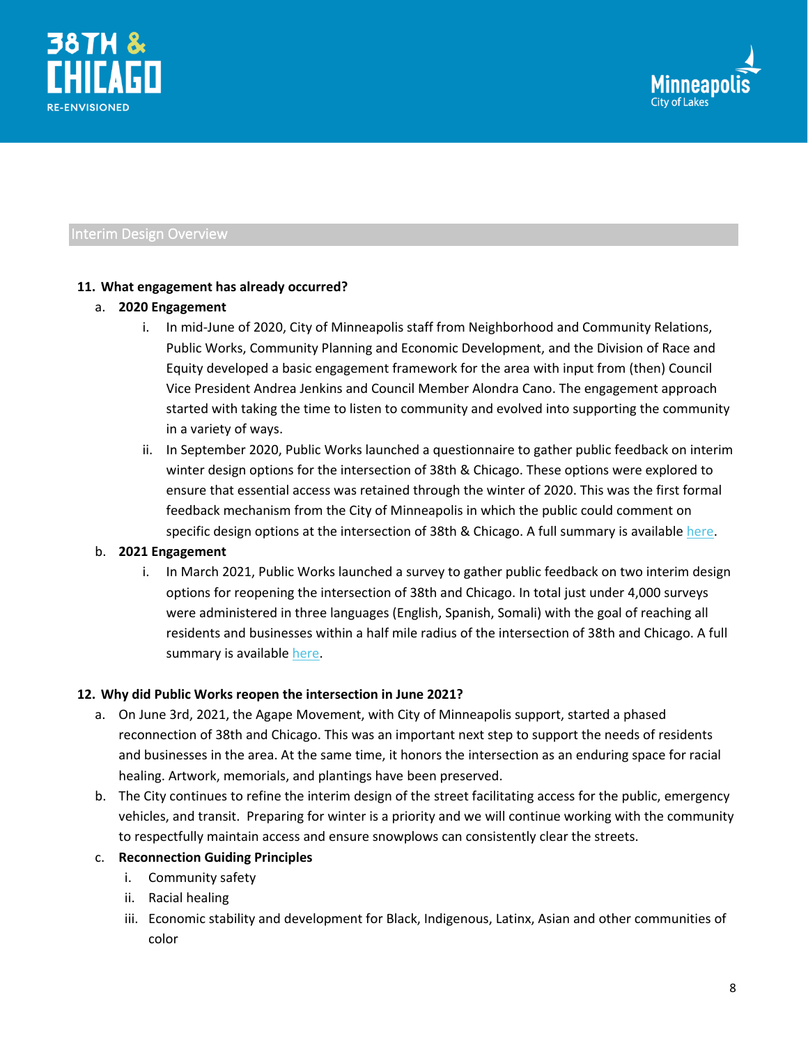## Interim Design Overview

**11. What engagement has already occurred?**

a. **2020 Engagement**

   i. In mid-June of 2020, City of Minneapolis staff from Neighborhood and Community Relations, Public Works, Community Planning and Economic Development, and the Division of Race and Equity developed a basic engagement framework for the area with input from (then) Council Vice President Andrea Jenkins and Council Member Alondra Cano. The engagement approach started with taking the time to listen to community and evolved into supporting the community in a variety of ways.

   ii. In September 2020, Public Works launched a questionnaire to gather public feedback on interim winter design options for the intersection of 38th & Chicago. These options were explored to ensure that essential access was retained through the winter of 2020. This was the first formal feedback mechanism from the City of Minneapolis in which the public could comment on specific design options at the intersection of 38th & Chicago. A full summary is available here.

b. **2021 Engagement**

   i. In March 2021, Public Works launched a survey to gather public feedback on two interim design options for reopening the intersection of 38th and Chicago. In total just under 4,000 surveys were administered in three languages (English, Spanish, Somali) with the goal of reaching all residents and businesses within a half mile radius of the intersection of 38th and Chicago. A full summary is available here.

**12. Why did Public Works reopen the intersection in June 2021?**

a. On June 3rd, 2021, the Agape Movement, with City of Minneapolis support, started a phased reconnection of 38th and Chicago. This was an important next step to support the needs of residents and businesses in the area. At the same time, it honors the intersection as an enduring space for racial healing. Artwork, memorials, and plantings have been preserved.

b. The City continues to refine the interim design of the street facilitating access for the public, emergency vehicles, and transit. Preparing for winter is a priority and we will continue working with the community to respectfully maintain access and ensure snowplows can consistently clear the streets.

c. **Reconnection Guiding Principles**

   i. Community safety

   ii. Racial healing

   iii. Economic stability and development for Black, Indigenous, Latinx, Asian and other communities of color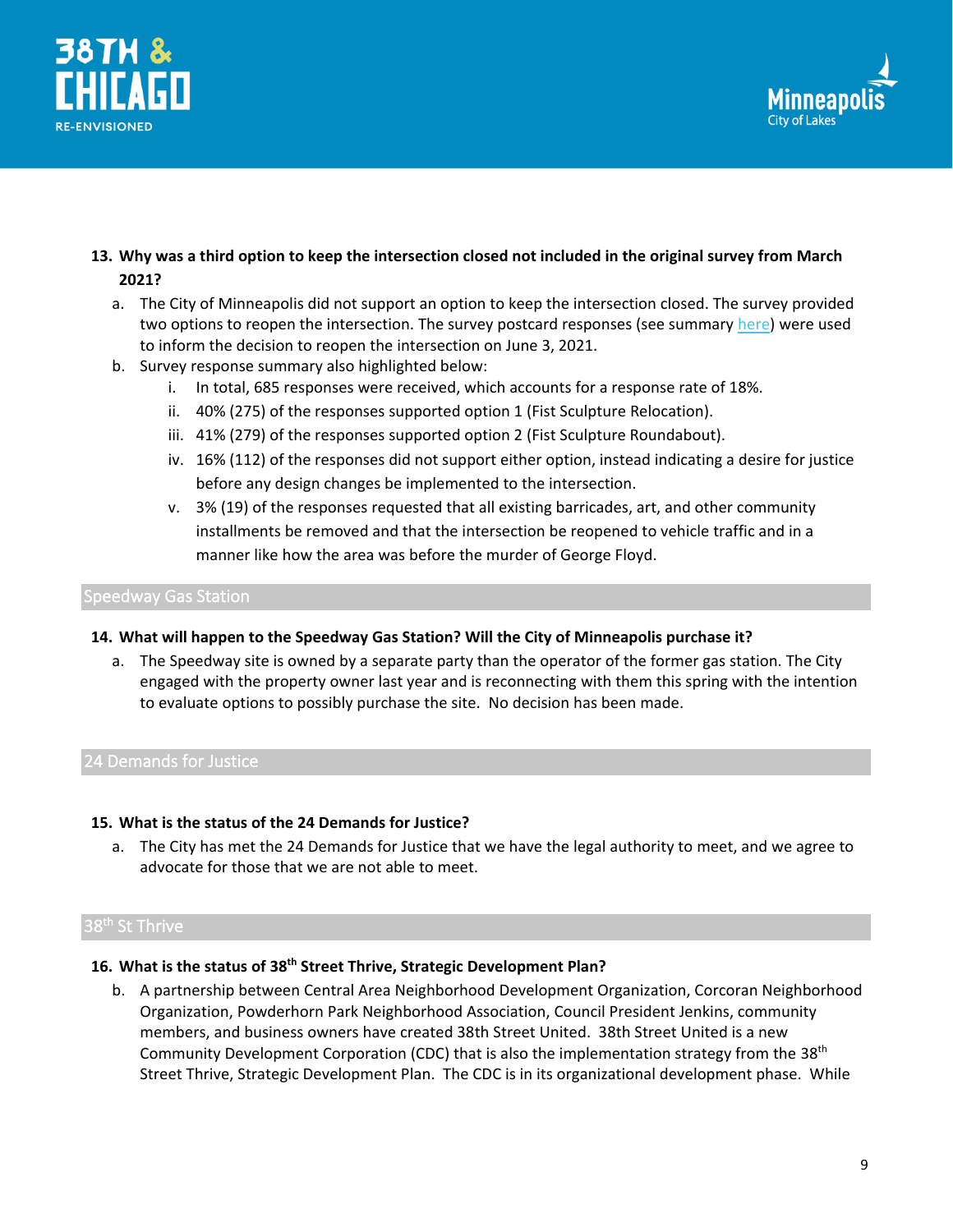13. **Why was a third option to keep the intersection closed not included in the original survey from March 2021?**
    a. The City of Minneapolis did not support an option to keep the intersection closed. The survey provided two options to reopen the intersection. The survey postcard responses (see summary here) were used to inform the decision to reopen the intersection on June 3, 2021.
    b. Survey response summary also highlighted below:
        i. In total, 685 responses were received, which accounts for a response rate of 18%.
        ii. 40% (275) of the responses supported option 1 (Fist Sculpture Relocation).
        iii. 41% (279) of the responses supported option 2 (Fist Sculpture Roundabout).
        iv. 16% (112) of the responses did not support either option, instead indicating a desire for justice before any design changes be implemented to the intersection.
        v. 3% (19) of the responses requested that all existing barricades, art, and other community installments be removed and that the intersection be reopened to vehicle traffic and in a manner like how the area was before the murder of George Floyd.

## Speedway Gas Station

14. **What will happen to the Speedway Gas Station? Will the City of Minneapolis purchase it?**
    a. The Speedway site is owned by a separate party than the operator of the former gas station. The City engaged with the property owner last year and is reconnecting with them this spring with the intention to evaluate options to possibly purchase the site. No decision has been made.

## 24 Demands for Justice

15. **What is the status of the 24 Demands for Justice?**
    a. The City has met the 24 Demands for Justice that we have the legal authority to meet, and we agree to advocate for those that we are not able to meet.

## 38th St Thrive

16. **What is the status of 38th Street Thrive, Strategic Development Plan?**
    b. A partnership between Central Area Neighborhood Development Organization, Corcoran Neighborhood Organization, Powderhorn Park Neighborhood Association, Council President Jenkins, community members, and business owners have created 38th Street United. 38th Street United is a new Community Development Corporation (CDC) that is also the implementation strategy from the 38th Street Thrive, Strategic Development Plan. The CDC is in its organizational development phase. While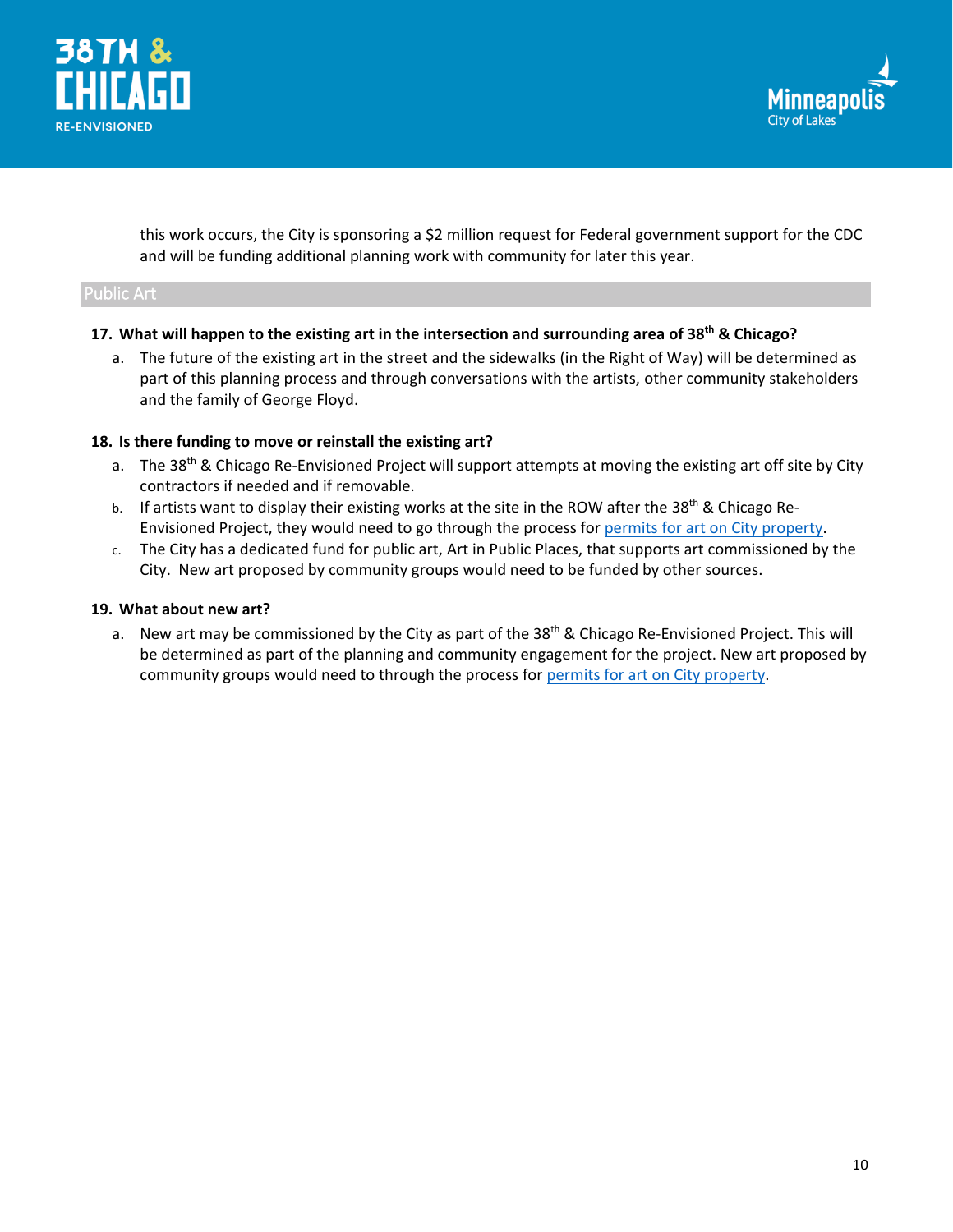this work occurs, the City is sponsoring a $2 million request for Federal government support for the CDC and will be funding additional planning work with community for later this year.

## Public Art

**17. What will happen to the existing art in the intersection and surrounding area of 38th & Chicago?**

a. The future of the existing art in the street and the sidewalks (in the Right of Way) will be determined as part of this planning process and through conversations with the artists, other community stakeholders and the family of George Floyd.

**18. Is there funding to move or reinstall the existing art?**

a. The 38th & Chicago Re-Envisioned Project will support attempts at moving the existing art off site by City contractors if needed and if removable.

b. If artists want to display their existing works at the site in the ROW after the 38th & Chicago Re-Envisioned Project, they would need to go through the process for [permits for art on City property](permits for art on City property).

c. The City has a dedicated fund for public art, Art in Public Places, that supports art commissioned by the City. New art proposed by community groups would need to be funded by other sources.

**19. What about new art?**

a. New art may be commissioned by the City as part of the 38th & Chicago Re-Envisioned Project. This will be determined as part of the planning and community engagement for the project. New art proposed by community groups would need to through the process for [permits for art on City property](permits for art on City property).